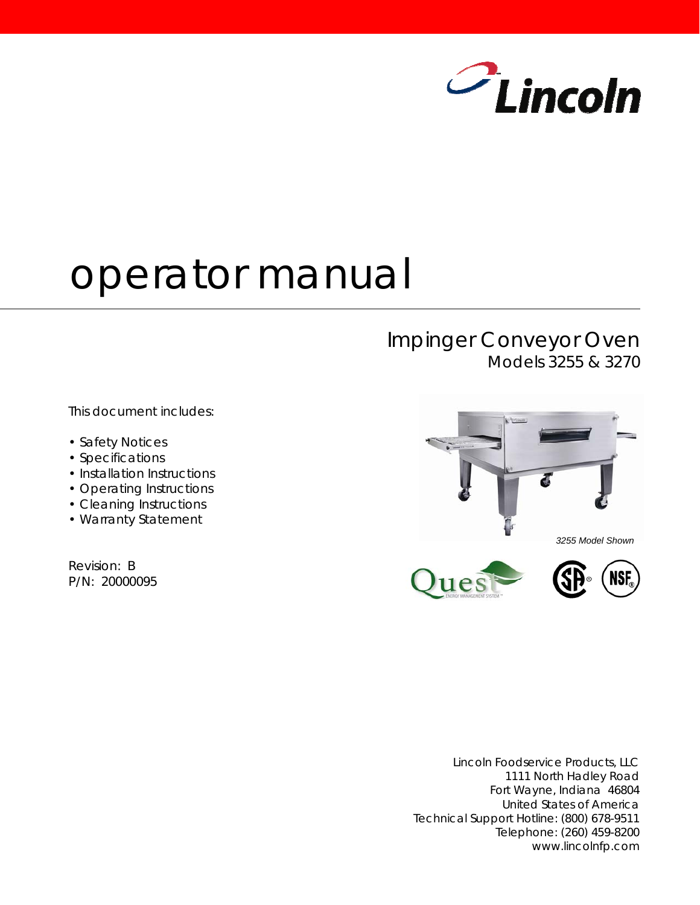Lincoln

# operator manual

## Impinger Conveyor Oven

Models 3255 & 3270

This document includes:

- Safety Notices
- Specifications
- Installation Instructions
- Operating Instructions
- Cleaning Instructions
- Warranty Statement

Revision: B
P/N: 20000095

3255 Model Shown

Lincoln Foodservice Products, LLC
1111 North Hadley Road
Fort Wayne, Indiana 46804
United States of America
Technical Support Hotline: (800) 678-9511
Telephone: (260) 459-8200
www.lincolnfp.com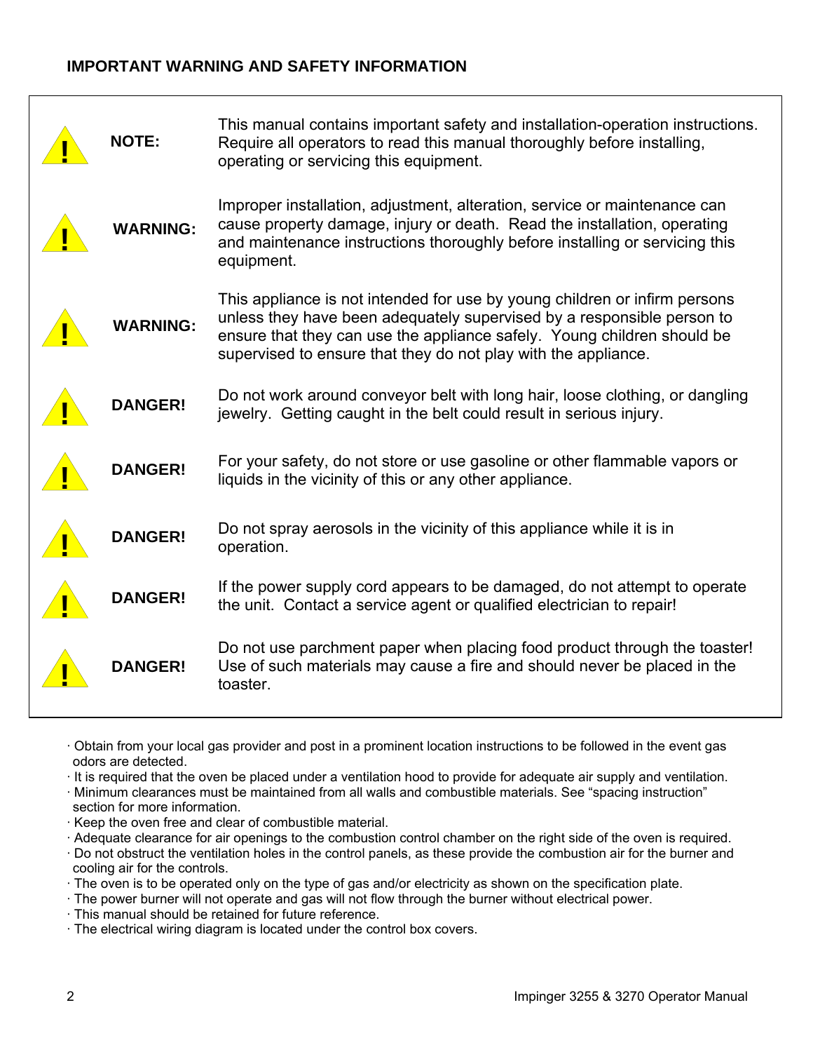## IMPORTANT WARNING AND SAFETY INFORMATION

| | | |
|---|---|---|
| ! | **NOTE:** | This manual contains important safety and installation-operation instructions. Require all operators to read this manual thoroughly before installing, operating or servicing this equipment. |
| ! | **WARNING:** | Improper installation, adjustment, alteration, service or maintenance can cause property damage, injury or death. Read the installation, operating and maintenance instructions thoroughly before installing or servicing this equipment. |
| ! | **WARNING:** | This appliance is not intended for use by young children or infirm persons unless they have been adequately supervised by a responsible person to ensure that they can use the appliance safely. Young children should be supervised to ensure that they do not play with the appliance. |
| ! | **DANGER!** | Do not work around conveyor belt with long hair, loose clothing, or dangling jewelry. Getting caught in the belt could result in serious injury. |
| ! | **DANGER!** | For your safety, do not store or use gasoline or other flammable vapors or liquids in the vicinity of this or any other appliance. |
| ! | **DANGER!** | Do not spray aerosols in the vicinity of this appliance while it is in operation. |
| ! | **DANGER!** | If the power supply cord appears to be damaged, do not attempt to operate the unit. Contact a service agent or qualified electrician to repair! |
| ! | **DANGER!** | Do not use parchment paper when placing food product through the toaster! Use of such materials may cause a fire and should never be placed in the toaster. |

- Obtain from your local gas provider and post in a prominent location instructions to be followed in the event gas odors are detected.
- It is required that the oven be placed under a ventilation hood to provide for adequate air supply and ventilation.
- Minimum clearances must be maintained from all walls and combustible materials. See "spacing instruction" section for more information.
- Keep the oven free and clear of combustible material.
- Adequate clearance for air openings to the combustion control chamber on the right side of the oven is required.
- Do not obstruct the ventilation holes in the control panels, as these provide the combustion air for the burner and cooling air for the controls.
- The oven is to be operated only on the type of gas and/or electricity as shown on the specification plate.
- The power burner will not operate and gas will not flow through the burner without electrical power.
- This manual should be retained for future reference.
- The electrical wiring diagram is located under the control box covers.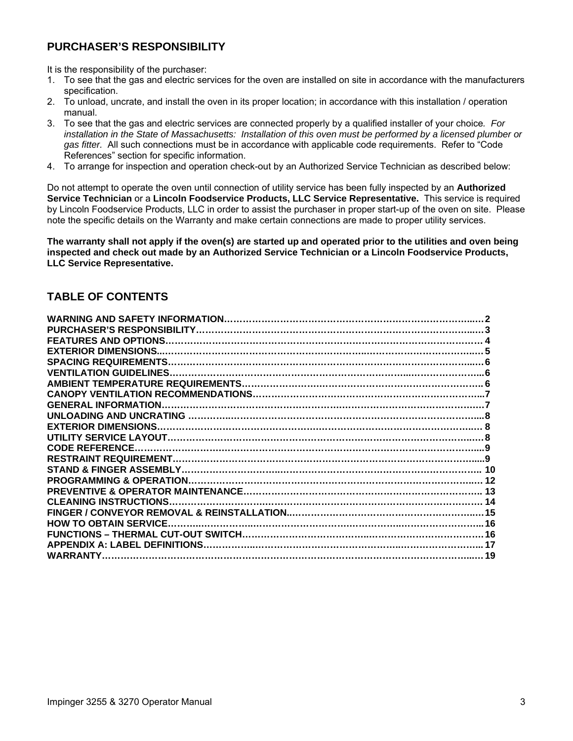## PURCHASER'S RESPONSIBILITY

It is the responsibility of the purchaser:

1. To see that the gas and electric services for the oven are installed on site in accordance with the manufacturers specification.
2. To unload, uncrate, and install the oven in its proper location; in accordance with this installation / operation manual.
3. To see that the gas and electric services are connected properly by a qualified installer of your choice. *For installation in the State of Massachusetts: Installation of this oven must be performed by a licensed plumber or gas fitter*. All such connections must be in accordance with applicable code requirements. Refer to "Code References" section for specific information.
4. To arrange for inspection and operation check-out by an Authorized Service Technician as described below:

Do not attempt to operate the oven until connection of utility service has been fully inspected by an **Authorized Service Technician** or a **Lincoln Foodservice Products, LLC Service Representative.** This service is required by Lincoln Foodservice Products, LLC in order to assist the purchaser in proper start-up of the oven on site. Please note the specific details on the Warranty and make certain connections are made to proper utility services.

**The warranty shall not apply if the oven(s) are started up and operated prior to the utilities and oven being inspected and check out made by an Authorized Service Technician or a Lincoln Foodservice Products, LLC Service Representative.**

## TABLE OF CONTENTS

| Section | Page |
|---|---|
| **WARNING AND SAFETY INFORMATION** | **2** |
| **PURCHASER'S RESPONSIBILITY** | **3** |
| **FEATURES AND OPTIONS** | **4** |
| **EXTERIOR DIMENSIONS** | **5** |
| **SPACING REQUIREMENTS** | **6** |
| **VENTILATION GUIDELINES** | **6** |
| **AMBIENT TEMPERATURE REQUIREMENTS** | **6** |
| **CANOPY VENTILATION RECOMMENDATIONS** | **7** |
| **GENERAL INFORMATION** | **7** |
| **UNLOADING AND UNCRATING** | **8** |
| **EXTERIOR DIMENSIONS** | **8** |
| **UTILITY SERVICE LAYOUT** | **8** |
| **CODE REFERENCE** | **9** |
| **RESTRAINT REQUIREMENT** | **9** |
| **STAND & FINGER ASSEMBLY** | **10** |
| **PROGRAMMING & OPERATION** | **12** |
| **PREVENTIVE & OPERATOR MAINTENANCE** | **13** |
| **CLEANING INSTRUCTIONS** | **14** |
| **FINGER / CONVEYOR REMOVAL & REINSTALLATION** | **15** |
| **HOW TO OBTAIN SERVICE** | **16** |
| **FUNCTIONS – THERMAL CUT-OUT SWITCH** | **16** |
| **APPENDIX A: LABEL DEFINITIONS** | **17** |
| **WARRANTY** | **19** |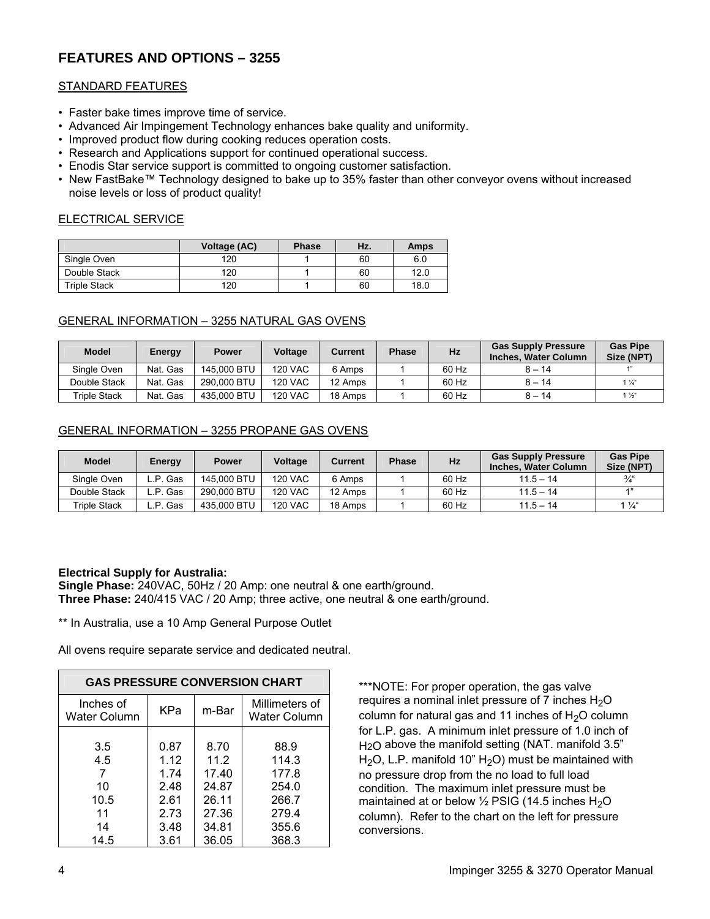## FEATURES AND OPTIONS – 3255

### STANDARD FEATURES

- Faster bake times improve time of service.
- Advanced Air Impingement Technology enhances bake quality and uniformity.
- Improved product flow during cooking reduces operation costs.
- Research and Applications support for continued operational success.
- Enodis Star service support is committed to ongoing customer satisfaction.
- New FastBake™ Technology designed to bake up to 35% faster than other conveyor ovens without increased noise levels or loss of product quality!

### ELECTRICAL SERVICE

| | Voltage (AC) | Phase | Hz. | Amps |
|---|---|---|---|---|
| Single Oven | 120 | 1 | 60 | 6.0 |
| Double Stack | 120 | 1 | 60 | 12.0 |
| Triple Stack | 120 | 1 | 60 | 18.0 |

### GENERAL INFORMATION – 3255 NATURAL GAS OVENS

| Model | Energy | Power | Voltage | Current | Phase | Hz | Gas Supply Pressure Inches, Water Column | Gas Pipe Size (NPT) |
|---|---|---|---|---|---|---|---|---|
| Single Oven | Nat. Gas | 145,000 BTU | 120 VAC | 6 Amps | 1 | 60 Hz | 8 – 14 | 1" |
| Double Stack | Nat. Gas | 290,000 BTU | 120 VAC | 12 Amps | 1 | 60 Hz | 8 – 14 | 1 ¼" |
| Triple Stack | Nat. Gas | 435,000 BTU | 120 VAC | 18 Amps | 1 | 60 Hz | 8 – 14 | 1 ½" |

### GENERAL INFORMATION – 3255 PROPANE GAS OVENS

| Model | Energy | Power | Voltage | Current | Phase | Hz | Gas Supply Pressure Inches, Water Column | Gas Pipe Size (NPT) |
|---|---|---|---|---|---|---|---|---|
| Single Oven | L.P. Gas | 145,000 BTU | 120 VAC | 6 Amps | 1 | 60 Hz | 11.5 – 14 | ¾" |
| Double Stack | L.P. Gas | 290,000 BTU | 120 VAC | 12 Amps | 1 | 60 Hz | 11.5 – 14 | 1" |
| Triple Stack | L.P. Gas | 435,000 BTU | 120 VAC | 18 Amps | 1 | 60 Hz | 11.5 – 14 | 1 ¼" |

**Electrical Supply for Australia:**
**Single Phase:** 240VAC, 50Hz / 20 Amp: one neutral & one earth/ground.
**Three Phase:** 240/415 VAC / 20 Amp; three active, one neutral & one earth/ground.

** In Australia, use a 10 Amp General Purpose Outlet

All ovens require separate service and dedicated neutral.

| GAS PRESSURE CONVERSION CHART | | | |
|---|---|---|---|
| Inches of Water Column | KPa | m-Bar | Millimeters of Water Column |
| 3.5 | 0.87 | 8.70 | 88.9 |
| 4.5 | 1.12 | 11.2 | 114.3 |
| 7 | 1.74 | 17.40 | 177.8 |
| 10 | 2.48 | 24.87 | 254.0 |
| 10.5 | 2.61 | 26.11 | 266.7 |
| 11 | 2.73 | 27.36 | 279.4 |
| 14 | 3.48 | 34.81 | 355.6 |
| 14.5 | 3.61 | 36.05 | 368.3 |

***NOTE: For proper operation, the gas valve requires a nominal inlet pressure of 7 inches $H_2O$ column for natural gas and 11 inches of $H_2O$ column for L.P. gas. A minimum inlet pressure of 1.0 inch of $H_2O$ above the manifold setting (NAT. manifold 3.5" $H_2O$, L.P. manifold 10" $H_2O$) must be maintained with no pressure drop from the no load to full load condition. The maximum inlet pressure must be maintained at or below ½ PSIG (14.5 inches $H_2O$ column). Refer to the chart on the left for pressure conversions.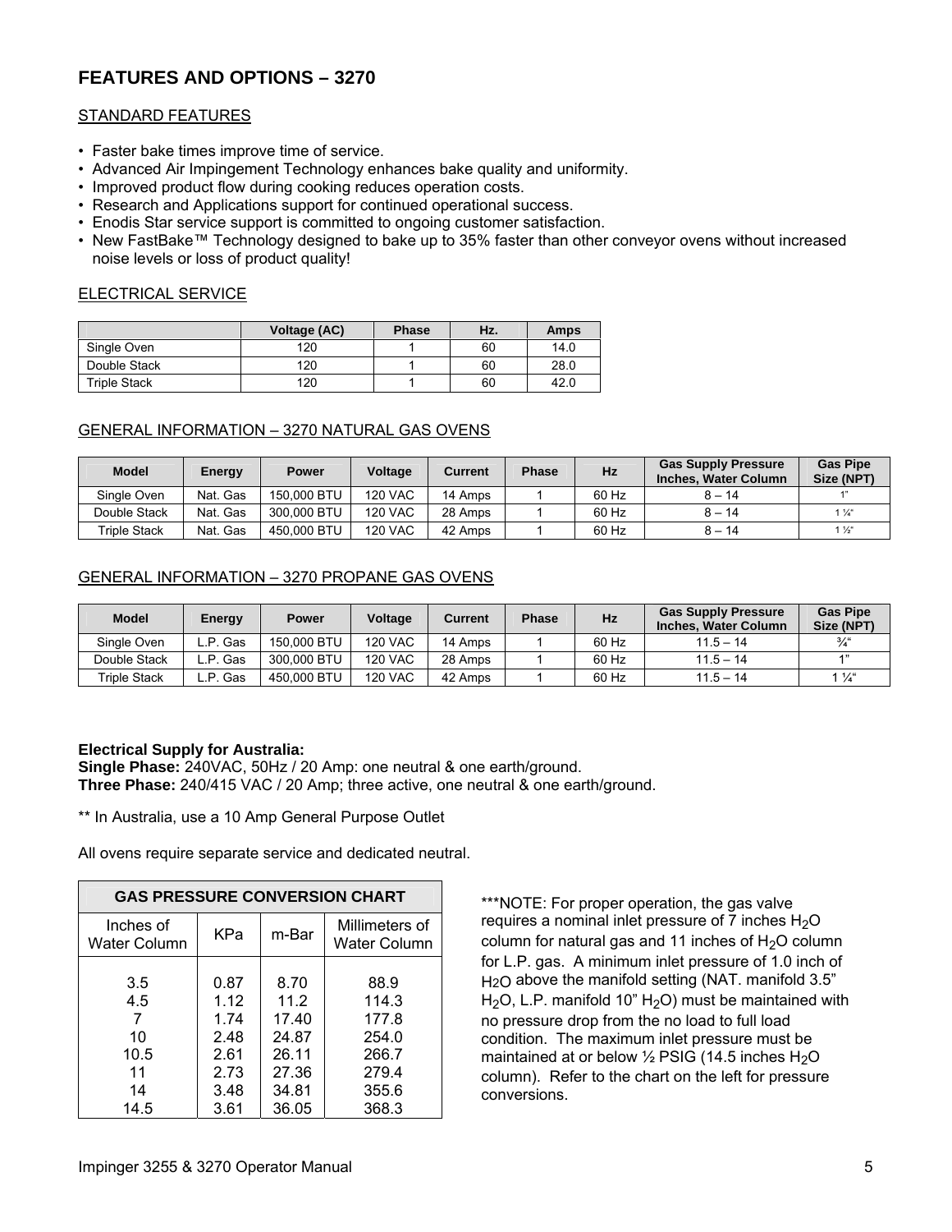## FEATURES AND OPTIONS – 3270

### STANDARD FEATURES

- Faster bake times improve time of service.
- Advanced Air Impingement Technology enhances bake quality and uniformity.
- Improved product flow during cooking reduces operation costs.
- Research and Applications support for continued operational success.
- Enodis Star service support is committed to ongoing customer satisfaction.
- New FastBake™ Technology designed to bake up to 35% faster than other conveyor ovens without increased noise levels or loss of product quality!

### ELECTRICAL SERVICE

| | Voltage (AC) | Phase | Hz. | Amps |
|---|---|---|---|---|
| Single Oven | 120 | 1 | 60 | 14.0 |
| Double Stack | 120 | 1 | 60 | 28.0 |
| Triple Stack | 120 | 1 | 60 | 42.0 |

### GENERAL INFORMATION – 3270 NATURAL GAS OVENS

| Model | Energy | Power | Voltage | Current | Phase | Hz | Gas Supply Pressure Inches, Water Column | Gas Pipe Size (NPT) |
|---|---|---|---|---|---|---|---|---|
| Single Oven | Nat. Gas | 150,000 BTU | 120 VAC | 14 Amps | 1 | 60 Hz | 8 – 14 | 1" |
| Double Stack | Nat. Gas | 300,000 BTU | 120 VAC | 28 Amps | 1 | 60 Hz | 8 – 14 | 1 ¼" |
| Triple Stack | Nat. Gas | 450,000 BTU | 120 VAC | 42 Amps | 1 | 60 Hz | 8 – 14 | 1 ½" |

### GENERAL INFORMATION – 3270 PROPANE GAS OVENS

| Model | Energy | Power | Voltage | Current | Phase | Hz | Gas Supply Pressure Inches, Water Column | Gas Pipe Size (NPT) |
|---|---|---|---|---|---|---|---|---|
| Single Oven | L.P. Gas | 150,000 BTU | 120 VAC | 14 Amps | 1 | 60 Hz | 11.5 – 14 | ¾" |
| Double Stack | L.P. Gas | 300,000 BTU | 120 VAC | 28 Amps | 1 | 60 Hz | 11.5 – 14 | 1" |
| Triple Stack | L.P. Gas | 450,000 BTU | 120 VAC | 42 Amps | 1 | 60 Hz | 11.5 – 14 | 1 ¼" |

**Electrical Supply for Australia:**
**Single Phase:** 240VAC, 50Hz / 20 Amp: one neutral & one earth/ground.
**Three Phase:** 240/415 VAC / 20 Amp; three active, one neutral & one earth/ground.

** In Australia, use a 10 Amp General Purpose Outlet

All ovens require separate service and dedicated neutral.

| GAS PRESSURE CONVERSION CHART | | | |
|---|---|---|---|
| Inches of Water Column | KPa | m-Bar | Millimeters of Water Column |
| 3.5 | 0.87 | 8.70 | 88.9 |
| 4.5 | 1.12 | 11.2 | 114.3 |
| 7 | 1.74 | 17.40 | 177.8 |
| 10 | 2.48 | 24.87 | 254.0 |
| 10.5 | 2.61 | 26.11 | 266.7 |
| 11 | 2.73 | 27.36 | 279.4 |
| 14 | 3.48 | 34.81 | 355.6 |
| 14.5 | 3.61 | 36.05 | 368.3 |

***NOTE: For proper operation, the gas valve requires a nominal inlet pressure of 7 inches $H_2O$ column for natural gas and 11 inches of $H_2O$ column for L.P. gas. A minimum inlet pressure of 1.0 inch of $H_2O$ above the manifold setting (NAT. manifold 3.5" $H_2O$, L.P. manifold 10" $H_2O$) must be maintained with no pressure drop from the no load to full load condition. The maximum inlet pressure must be maintained at or below ½ PSIG (14.5 inches $H_2O$ column). Refer to the chart on the left for pressure conversions.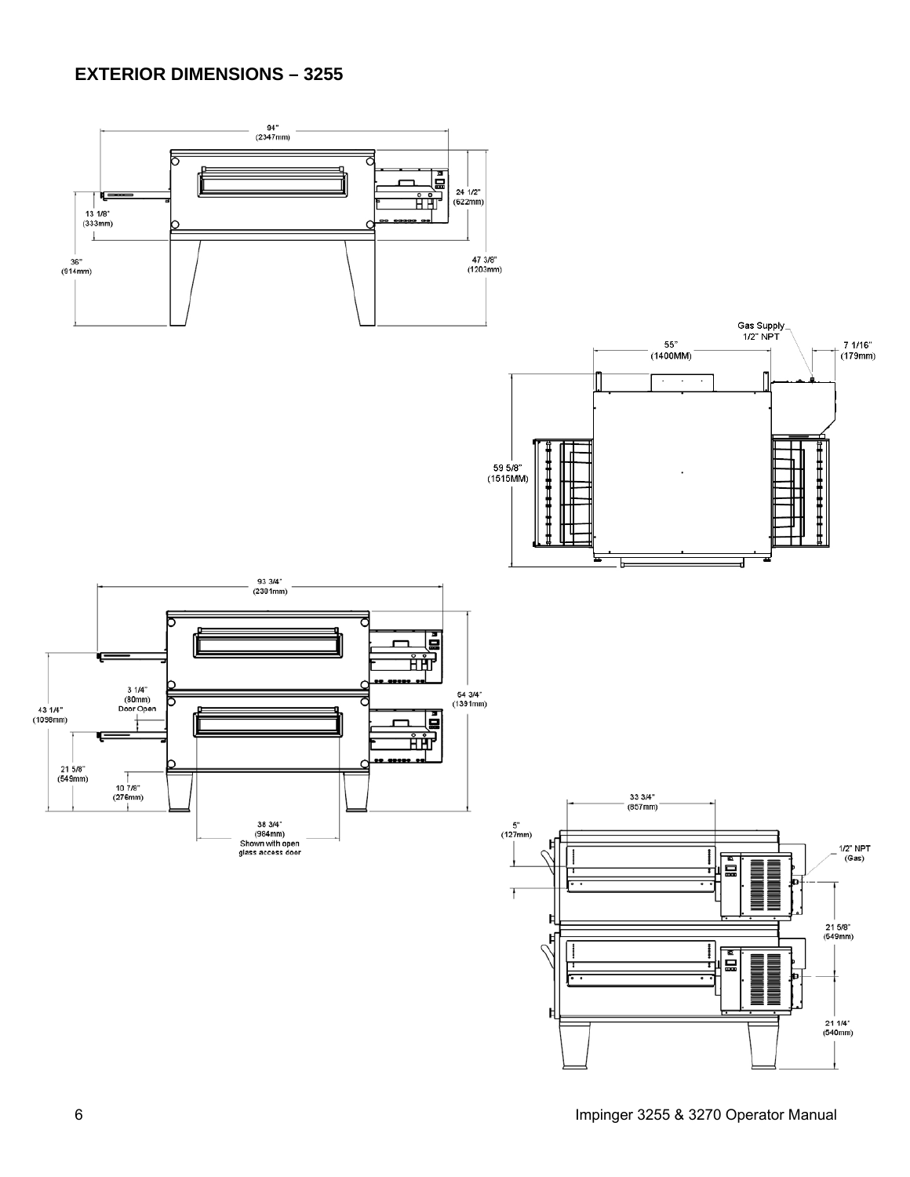## EXTERIOR DIMENSIONS – 3255

94"
(2347mm)

24 1/2"
(622mm)

13 1/8"
(333mm)

36"
(914mm)

47 3/8"
(1203mm)

Gas Supply
1/2" NPT

55"
(1400MM)

7 1/16"
(179mm)

59 5/8"
(1515MM)

93 3/4"
(2381mm)

3 1/4"
(80mm)
Door Open

43 1/4"
(1098mm)

54 3/4"
(1391mm)

21 5/8"
(549mm)

10 7/8"
(276mm)

38 3/4"
(984mm)
Shown with open
glass access door

33 3/4"
(857mm)

5"
(127mm)

1/2" NPT
(Gas)

21 5/8"
(549mm)

21 1/4"
(540mm)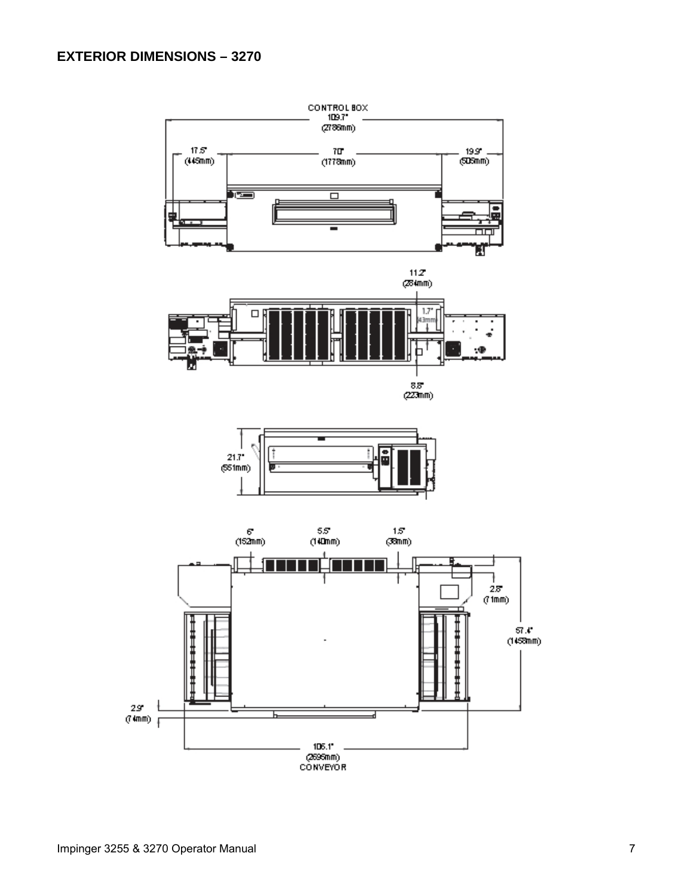## EXTERIOR DIMENSIONS – 3270

CONTROL BOX
109.7"
(2786mm)

17.5"
(445mm)

70"
(1778mm)

19.9"
(505mm)

11.2"
(284mm)

1.7"
(43mm)

8.8"
(223mm)

21.7"
(551mm)

6"
(152mm)

5.5"
(140mm)

1.5"
(38mm)

2.8"
(71mm)

57.4"
(1458mm)

2.9"
(74mm)

106.1"
(2695mm)
CONVEYOR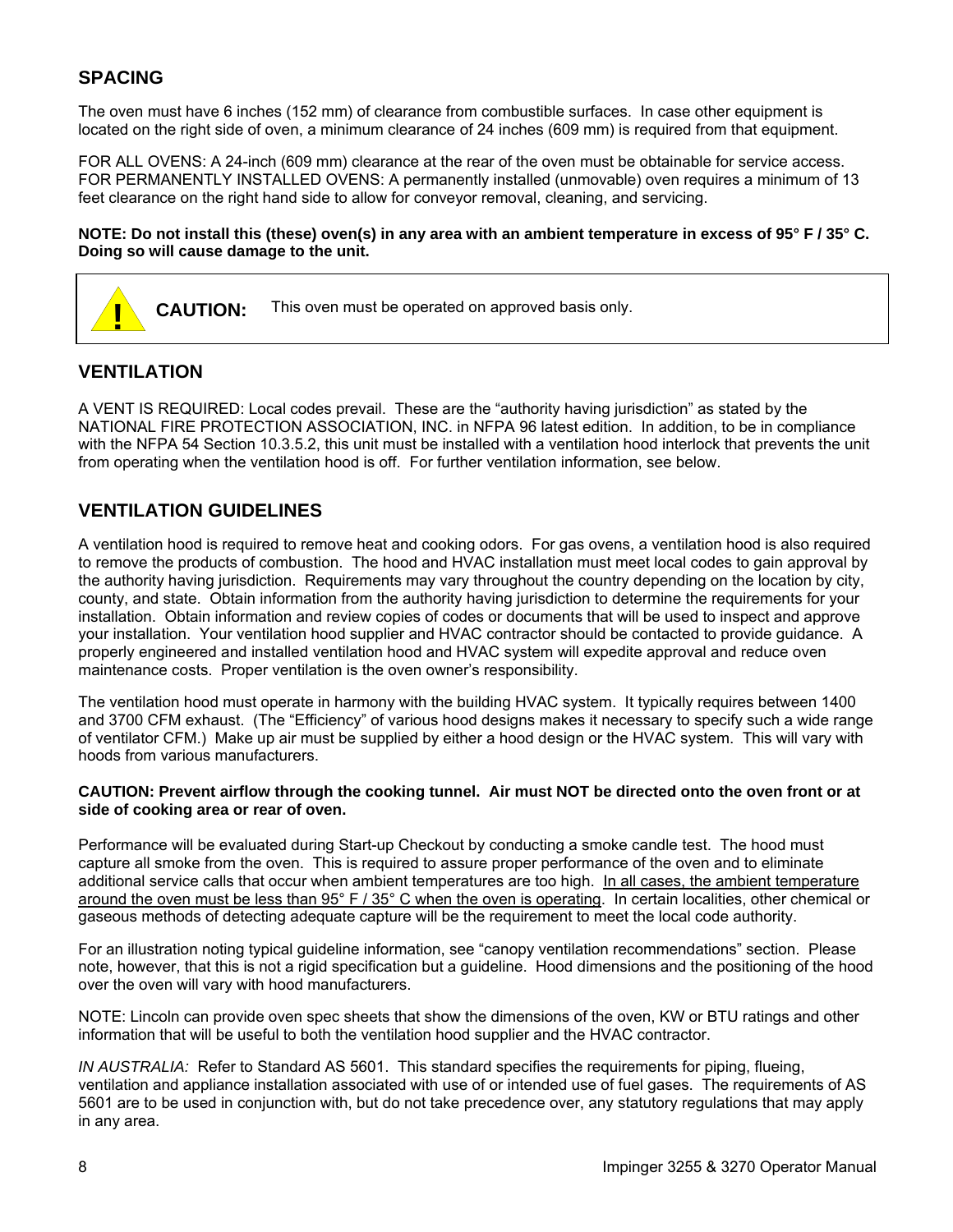## SPACING

The oven must have 6 inches (152 mm) of clearance from combustible surfaces. In case other equipment is located on the right side of oven, a minimum clearance of 24 inches (609 mm) is required from that equipment.

FOR ALL OVENS: A 24-inch (609 mm) clearance at the rear of the oven must be obtainable for service access. FOR PERMANENTLY INSTALLED OVENS: A permanently installed (unmovable) oven requires a minimum of 13 feet clearance on the right hand side to allow for conveyor removal, cleaning, and servicing.

**NOTE: Do not install this (these) oven(s) in any area with an ambient temperature in excess of 95° F / 35° C. Doing so will cause damage to the unit.**

> **!** **CAUTION:** This oven must be operated on approved basis only.

## VENTILATION

A VENT IS REQUIRED: Local codes prevail. These are the "authority having jurisdiction" as stated by the NATIONAL FIRE PROTECTION ASSOCIATION, INC. in NFPA 96 latest edition. In addition, to be in compliance with the NFPA 54 Section 10.3.5.2, this unit must be installed with a ventilation hood interlock that prevents the unit from operating when the ventilation hood is off. For further ventilation information, see below.

## VENTILATION GUIDELINES

A ventilation hood is required to remove heat and cooking odors. For gas ovens, a ventilation hood is also required to remove the products of combustion. The hood and HVAC installation must meet local codes to gain approval by the authority having jurisdiction. Requirements may vary throughout the country depending on the location by city, county, and state. Obtain information from the authority having jurisdiction to determine the requirements for your installation. Obtain information and review copies of codes or documents that will be used to inspect and approve your installation. Your ventilation hood supplier and HVAC contractor should be contacted to provide guidance. A properly engineered and installed ventilation hood and HVAC system will expedite approval and reduce oven maintenance costs. Proper ventilation is the oven owner's responsibility.

The ventilation hood must operate in harmony with the building HVAC system. It typically requires between 1400 and 3700 CFM exhaust. (The "Efficiency" of various hood designs makes it necessary to specify such a wide range of ventilator CFM.) Make up air must be supplied by either a hood design or the HVAC system. This will vary with hoods from various manufacturers.

**CAUTION: Prevent airflow through the cooking tunnel. Air must NOT be directed onto the oven front or at side of cooking area or rear of oven.**

Performance will be evaluated during Start-up Checkout by conducting a smoke candle test. The hood must capture all smoke from the oven. This is required to assure proper performance of the oven and to eliminate additional service calls that occur when ambient temperatures are too high. <u>In all cases, the ambient temperature around the oven must be less than 95° F / 35° C when the oven is operating</u>. In certain localities, other chemical or gaseous methods of detecting adequate capture will be the requirement to meet the local code authority.

For an illustration noting typical guideline information, see "canopy ventilation recommendations" section. Please note, however, that this is not a rigid specification but a guideline. Hood dimensions and the positioning of the hood over the oven will vary with hood manufacturers.

NOTE: Lincoln can provide oven spec sheets that show the dimensions of the oven, KW or BTU ratings and other information that will be useful to both the ventilation hood supplier and the HVAC contractor.

*IN AUSTRALIA:* Refer to Standard AS 5601. This standard specifies the requirements for piping, flueing, ventilation and appliance installation associated with use of or intended use of fuel gases. The requirements of AS 5601 are to be used in conjunction with, but do not take precedence over, any statutory regulations that may apply in any area.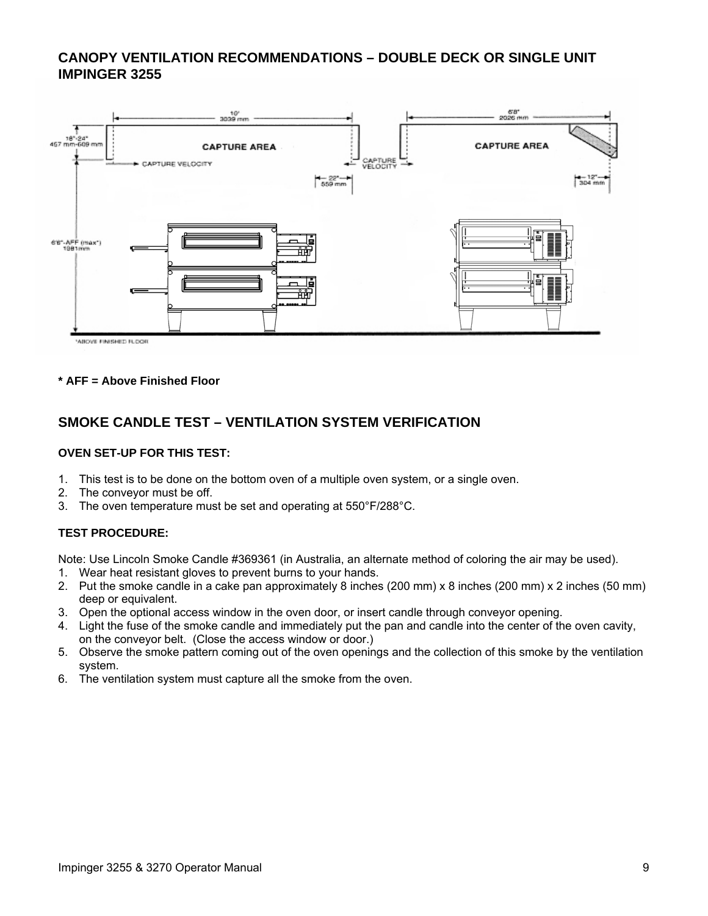## CANOPY VENTILATION RECOMMENDATIONS – DOUBLE DECK OR SINGLE UNIT IMPINGER 3255

**\* AFF = Above Finished Floor**

## SMOKE CANDLE TEST – VENTILATION SYSTEM VERIFICATION

### OVEN SET-UP FOR THIS TEST:

1. This test is to be done on the bottom oven of a multiple oven system, or a single oven.
2. The conveyor must be off.
3. The oven temperature must be set and operating at 550°F/288°C.

### TEST PROCEDURE:

Note: Use Lincoln Smoke Candle #369361 (in Australia, an alternate method of coloring the air may be used).

1. Wear heat resistant gloves to prevent burns to your hands.
2. Put the smoke candle in a cake pan approximately 8 inches (200 mm) x 8 inches (200 mm) x 2 inches (50 mm) deep or equivalent.
3. Open the optional access window in the oven door, or insert candle through conveyor opening.
4. Light the fuse of the smoke candle and immediately put the pan and candle into the center of the oven cavity, on the conveyor belt. (Close the access window or door.)
5. Observe the smoke pattern coming out of the oven openings and the collection of this smoke by the ventilation system.
6. The ventilation system must capture all the smoke from the oven.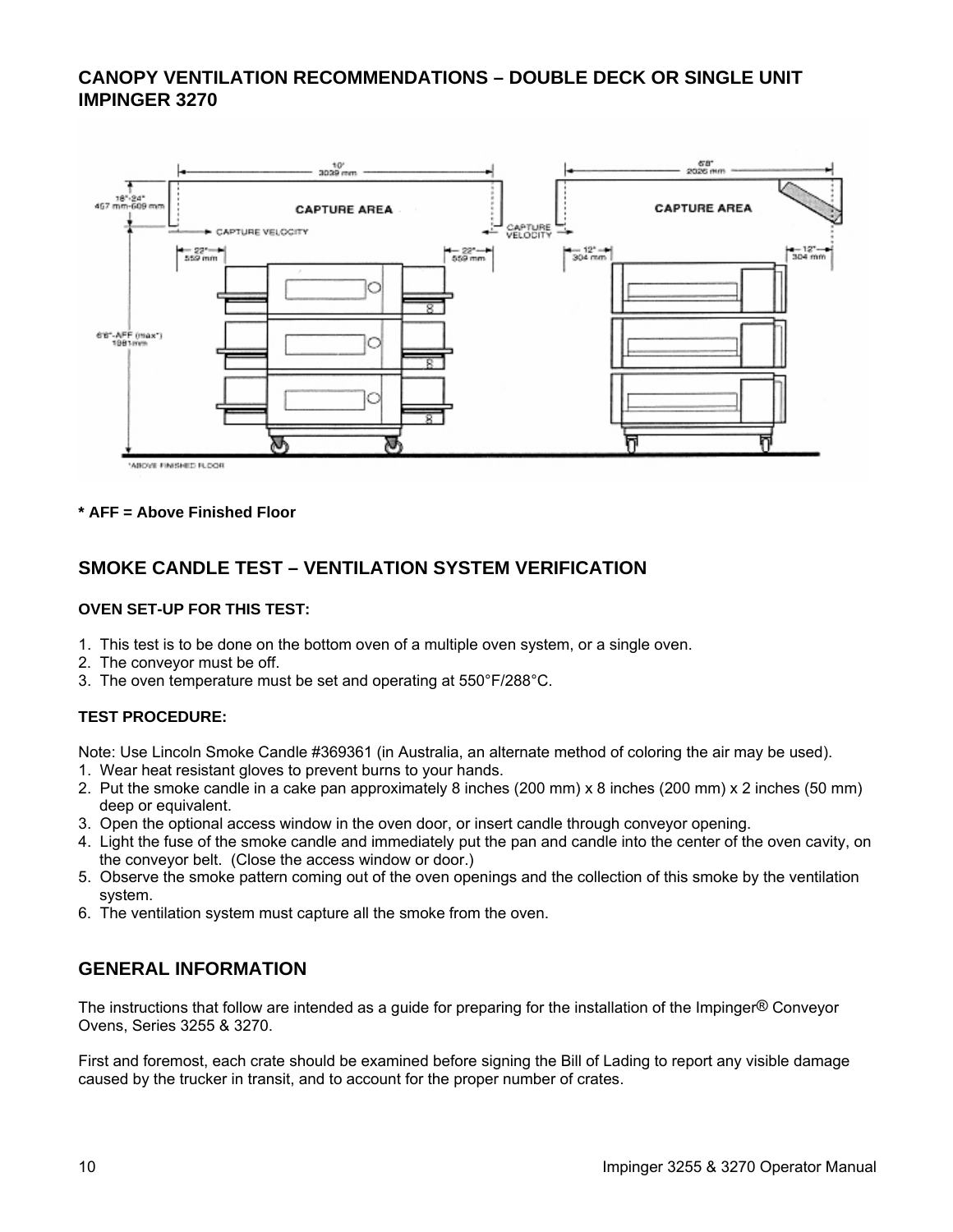## CANOPY VENTILATION RECOMMENDATIONS – DOUBLE DECK OR SINGLE UNIT IMPINGER 3270

**\* AFF = Above Finished Floor**

## SMOKE CANDLE TEST – VENTILATION SYSTEM VERIFICATION

### OVEN SET-UP FOR THIS TEST:

1. This test is to be done on the bottom oven of a multiple oven system, or a single oven.
2. The conveyor must be off.
3. The oven temperature must be set and operating at 550°F/288°C.

### TEST PROCEDURE:

Note: Use Lincoln Smoke Candle #369361 (in Australia, an alternate method of coloring the air may be used).

1. Wear heat resistant gloves to prevent burns to your hands.
2. Put the smoke candle in a cake pan approximately 8 inches (200 mm) x 8 inches (200 mm) x 2 inches (50 mm) deep or equivalent.
3. Open the optional access window in the oven door, or insert candle through conveyor opening.
4. Light the fuse of the smoke candle and immediately put the pan and candle into the center of the oven cavity, on the conveyor belt. (Close the access window or door.)
5. Observe the smoke pattern coming out of the oven openings and the collection of this smoke by the ventilation system.
6. The ventilation system must capture all the smoke from the oven.

## GENERAL INFORMATION

The instructions that follow are intended as a guide for preparing for the installation of the Impinger® Conveyor Ovens, Series 3255 & 3270.

First and foremost, each crate should be examined before signing the Bill of Lading to report any visible damage caused by the trucker in transit, and to account for the proper number of crates.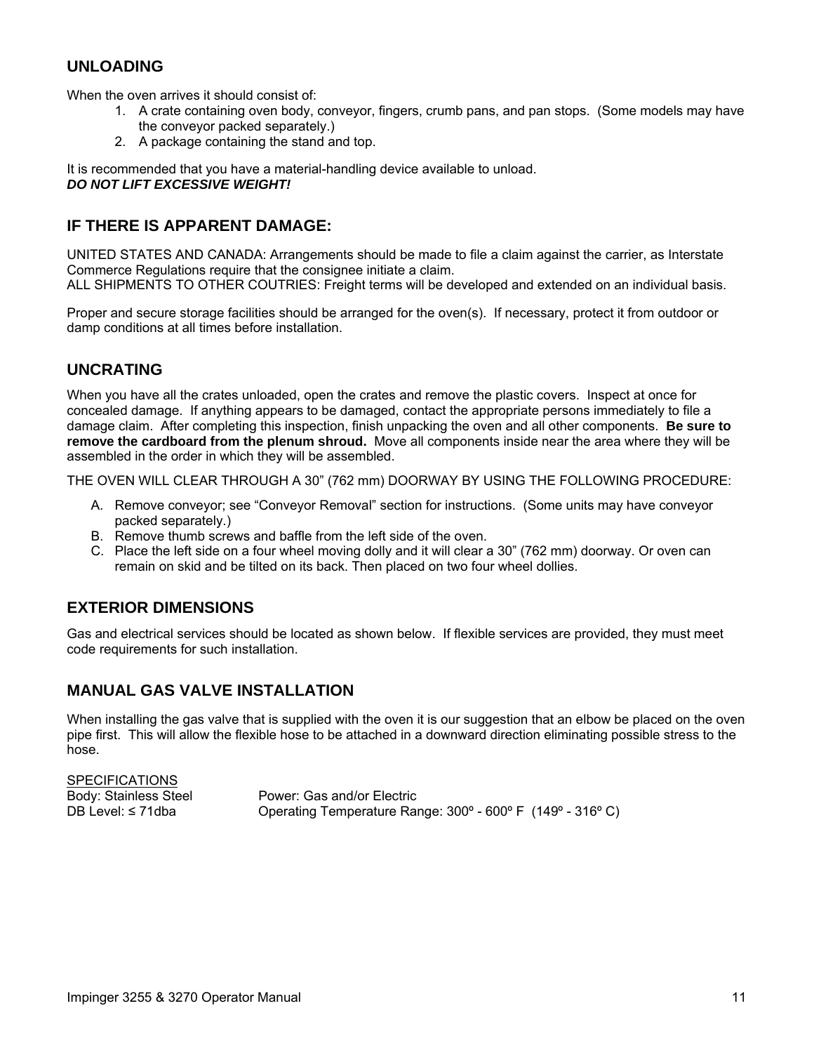## UNLOADING

When the oven arrives it should consist of:

1. A crate containing oven body, conveyor, fingers, crumb pans, and pan stops. (Some models may have the conveyor packed separately.)
2. A package containing the stand and top.

It is recommended that you have a material-handling device available to unload.
***DO NOT LIFT EXCESSIVE WEIGHT!***

## IF THERE IS APPARENT DAMAGE:

UNITED STATES AND CANADA: Arrangements should be made to file a claim against the carrier, as Interstate Commerce Regulations require that the consignee initiate a claim.
ALL SHIPMENTS TO OTHER COUTRIES: Freight terms will be developed and extended on an individual basis.

Proper and secure storage facilities should be arranged for the oven(s). If necessary, protect it from outdoor or damp conditions at all times before installation.

## UNCRATING

When you have all the crates unloaded, open the crates and remove the plastic covers. Inspect at once for concealed damage. If anything appears to be damaged, contact the appropriate persons immediately to file a damage claim. After completing this inspection, finish unpacking the oven and all other components. **Be sure to remove the cardboard from the plenum shroud.** Move all components inside near the area where they will be assembled in the order in which they will be assembled.

THE OVEN WILL CLEAR THROUGH A 30" (762 mm) DOORWAY BY USING THE FOLLOWING PROCEDURE:

A. Remove conveyor; see "Conveyor Removal" section for instructions. (Some units may have conveyor packed separately.)
B. Remove thumb screws and baffle from the left side of the oven.
C. Place the left side on a four wheel moving dolly and it will clear a 30" (762 mm) doorway. Or oven can remain on skid and be tilted on its back. Then placed on two four wheel dollies.

## EXTERIOR DIMENSIONS

Gas and electrical services should be located as shown below. If flexible services are provided, they must meet code requirements for such installation.

## MANUAL GAS VALVE INSTALLATION

When installing the gas valve that is supplied with the oven it is our suggestion that an elbow be placed on the oven pipe first. This will allow the flexible hose to be attached in a downward direction eliminating possible stress to the hose.

SPECIFICATIONS

| | |
|---|---|
| Body: Stainless Steel | Power: Gas and/or Electric |
| DB Level: ≤ 71dba | Operating Temperature Range: 300º - 600º F (149º - 316º C) |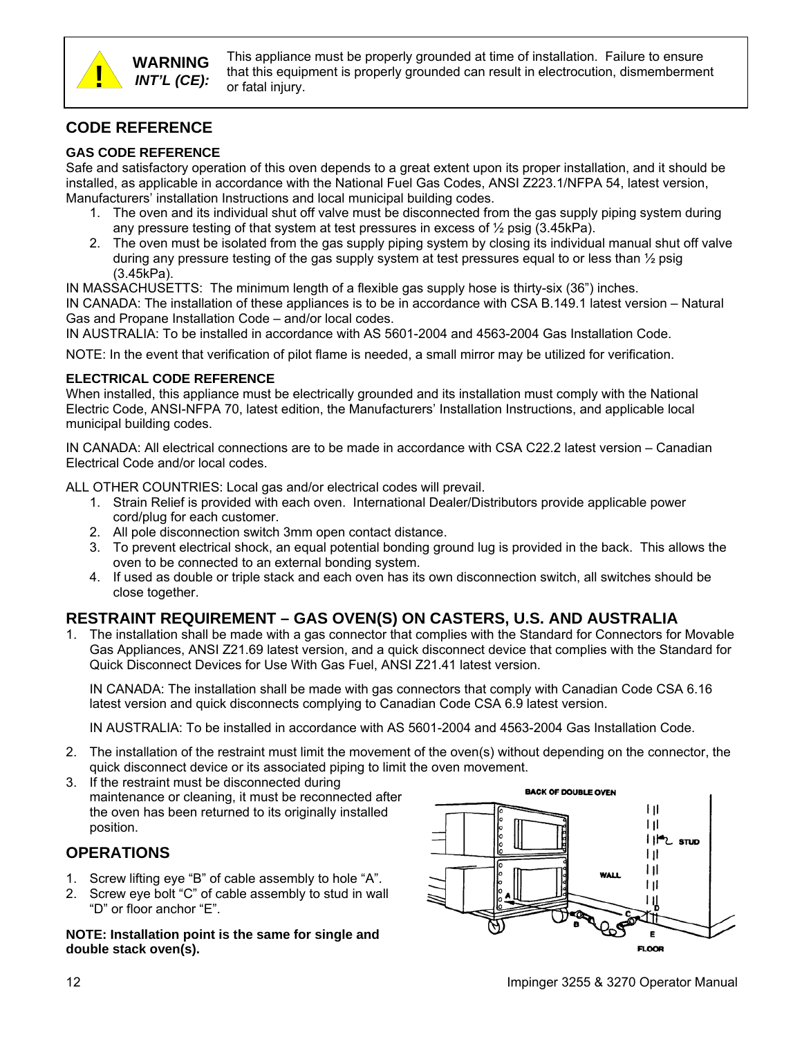**WARNING** *INT'L (CE):* This appliance must be properly grounded at time of installation. Failure to ensure that this equipment is properly grounded can result in electrocution, dismemberment or fatal injury.

## CODE REFERENCE

### GAS CODE REFERENCE

Safe and satisfactory operation of this oven depends to a great extent upon its proper installation, and it should be installed, as applicable in accordance with the National Fuel Gas Codes, ANSI Z223.1/NFPA 54, latest version, Manufacturers' installation Instructions and local municipal building codes.

1. The oven and its individual shut off valve must be disconnected from the gas supply piping system during any pressure testing of that system at test pressures in excess of ½ psig (3.45kPa).
2. The oven must be isolated from the gas supply piping system by closing its individual manual shut off valve during any pressure testing of the gas supply system at test pressures equal to or less than ½ psig (3.45kPa).

IN MASSACHUSETTS: The minimum length of a flexible gas supply hose is thirty-six (36") inches.
IN CANADA: The installation of these appliances is to be in accordance with CSA B.149.1 latest version – Natural Gas and Propane Installation Code – and/or local codes.
IN AUSTRALIA: To be installed in accordance with AS 5601-2004 and 4563-2004 Gas Installation Code.

NOTE: In the event that verification of pilot flame is needed, a small mirror may be utilized for verification.

### ELECTRICAL CODE REFERENCE

When installed, this appliance must be electrically grounded and its installation must comply with the National Electric Code, ANSI-NFPA 70, latest edition, the Manufacturers' Installation Instructions, and applicable local municipal building codes.

IN CANADA: All electrical connections are to be made in accordance with CSA C22.2 latest version – Canadian Electrical Code and/or local codes.

ALL OTHER COUNTRIES: Local gas and/or electrical codes will prevail.

1. Strain Relief is provided with each oven. International Dealer/Distributors provide applicable power cord/plug for each customer.
2. All pole disconnection switch 3mm open contact distance.
3. To prevent electrical shock, an equal potential bonding ground lug is provided in the back. This allows the oven to be connected to an external bonding system.
4. If used as double or triple stack and each oven has its own disconnection switch, all switches should be close together.

## RESTRAINT REQUIREMENT – GAS OVEN(S) ON CASTERS, U.S. AND AUSTRALIA

1. The installation shall be made with a gas connector that complies with the Standard for Connectors for Movable Gas Appliances, ANSI Z21.69 latest version, and a quick disconnect device that complies with the Standard for Quick Disconnect Devices for Use With Gas Fuel, ANSI Z21.41 latest version.

   IN CANADA: The installation shall be made with gas connectors that comply with Canadian Code CSA 6.16 latest version and quick disconnects complying to Canadian Code CSA 6.9 latest version.

   IN AUSTRALIA: To be installed in accordance with AS 5601-2004 and 4563-2004 Gas Installation Code.

2. The installation of the restraint must limit the movement of the oven(s) without depending on the connector, the quick disconnect device or its associated piping to limit the oven movement.
3. If the restraint must be disconnected during maintenance or cleaning, it must be reconnected after the oven has been returned to its originally installed position.

## OPERATIONS

1. Screw lifting eye "B" of cable assembly to hole "A".
2. Screw eye bolt "C" of cable assembly to stud in wall "D" or floor anchor "E".

**NOTE: Installation point is the same for single and double stack oven(s).**

BACK OF DOUBLE OVEN — STUD — WALL — A — B — C — D — E — FLOOR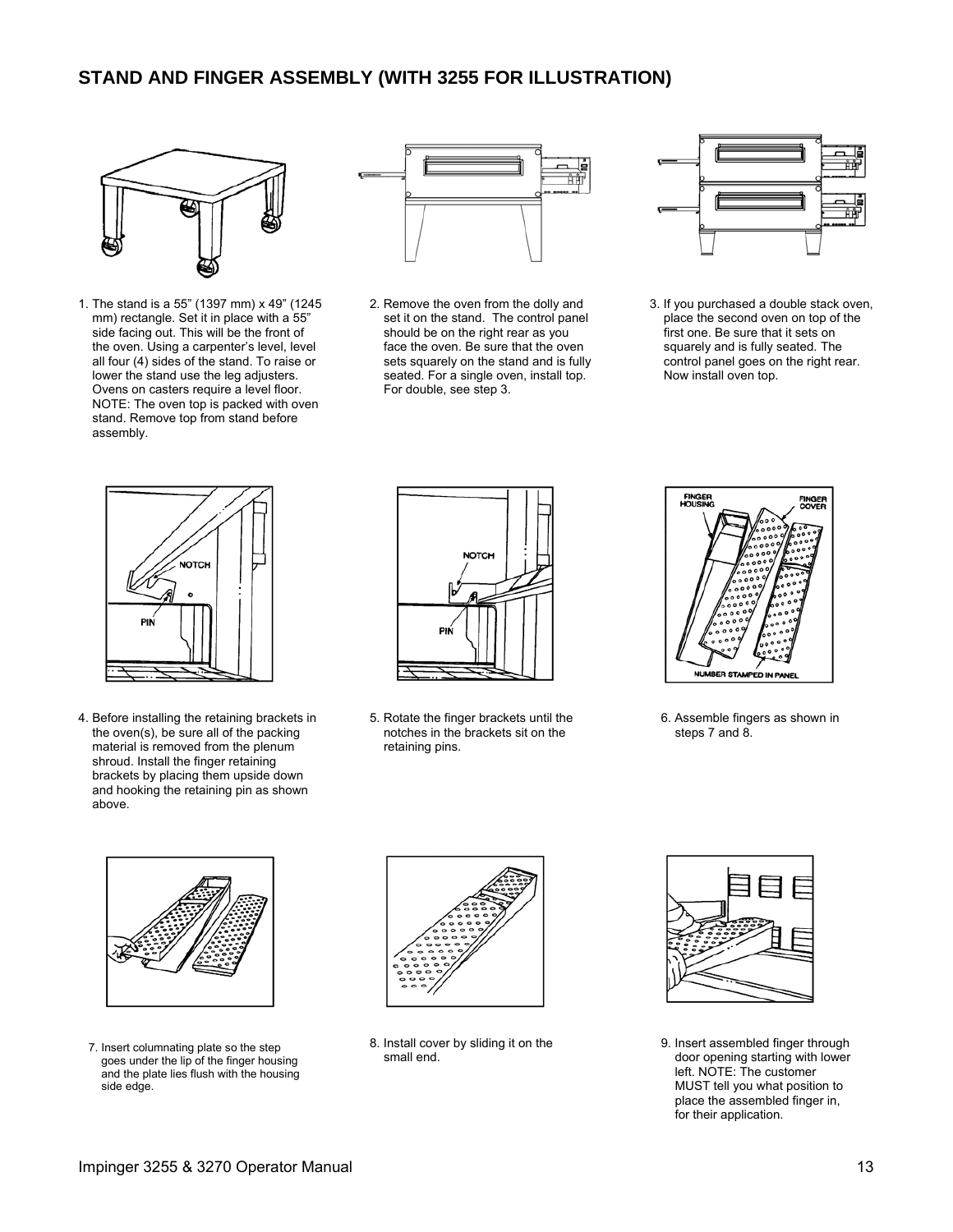## STAND AND FINGER ASSEMBLY (WITH 3255 FOR ILLUSTRATION)

1. The stand is a 55" (1397 mm) x 49" (1245 mm) rectangle. Set it in place with a 55" side facing out. This will be the front of the oven. Using a carpenter's level, level all four (4) sides of the stand. To raise or lower the stand use the leg adjusters. Ovens on casters require a level floor. NOTE: The oven top is packed with oven stand. Remove top from stand before assembly.

2. Remove the oven from the dolly and set it on the stand. The control panel should be on the right rear as you face the oven. Be sure that the oven sets squarely on the stand and is fully seated. For a single oven, install top. For double, see step 3.

3. If you purchased a double stack oven, place the second oven on top of the first one. Be sure that it sets on squarely and is fully seated. The control panel goes on the right rear. Now install oven top.

4. Before installing the retaining brackets in the oven(s), be sure all of the packing material is removed from the plenum shroud. Install the finger retaining brackets by placing them upside down and hooking the retaining pin as shown above.

5. Rotate the finger brackets until the notches in the brackets sit on the retaining pins.

6. Assemble fingers as shown in steps 7 and 8.

7. Insert columnating plate so the step goes under the lip of the finger housing and the plate lies flush with the housing side edge.

8. Install cover by sliding it on the small end.

9. Insert assembled finger through door opening starting with lower left. NOTE: The customer MUST tell you what position to place the assembled finger in, for their application.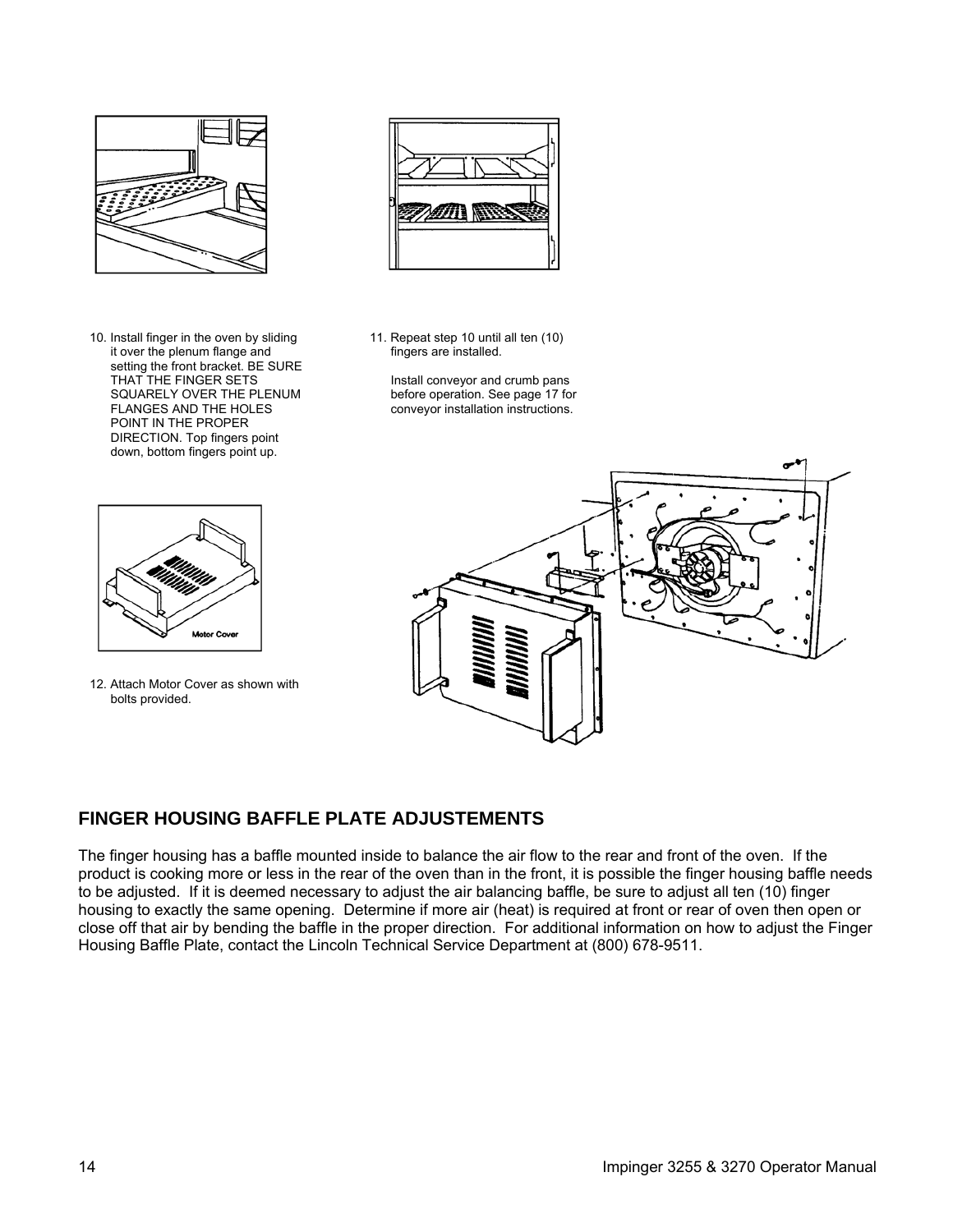10. Install finger in the oven by sliding it over the plenum flange and setting the front bracket. BE SURE THAT THE FINGER SETS SQUARELY OVER THE PLENUM FLANGES AND THE HOLES POINT IN THE PROPER DIRECTION. Top fingers point down, bottom fingers point up.

11. Repeat step 10 until all ten (10) fingers are installed.

    Install conveyor and crumb pans before operation. See page 17 for conveyor installation instructions.

Motor Cover

12. Attach Motor Cover as shown with bolts provided.

## FINGER HOUSING BAFFLE PLATE ADJUSTEMENTS

The finger housing has a baffle mounted inside to balance the air flow to the rear and front of the oven. If the product is cooking more or less in the rear of the oven than in the front, it is possible the finger housing baffle needs to be adjusted. If it is deemed necessary to adjust the air balancing baffle, be sure to adjust all ten (10) finger housing to exactly the same opening. Determine if more air (heat) is required at front or rear of oven then open or close off that air by bending the baffle in the proper direction. For additional information on how to adjust the Finger Housing Baffle Plate, contact the Lincoln Technical Service Department at (800) 678-9511.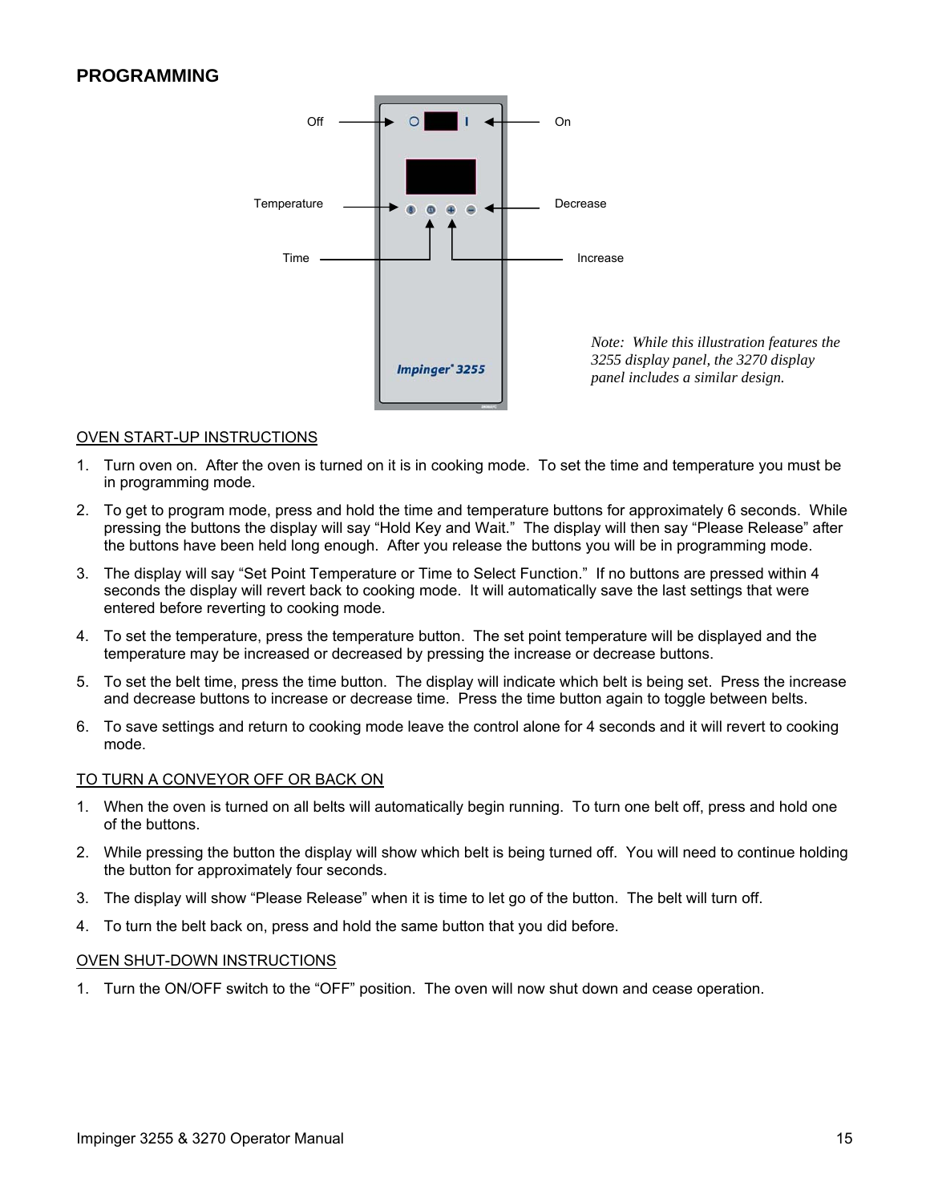# PROGRAMMING

Off

On

Temperature

Decrease

Time

Increase

Impinger® 3255

*Note: While this illustration features the 3255 display panel, the 3270 display panel includes a similar design.*

## OVEN START-UP INSTRUCTIONS

1. Turn oven on. After the oven is turned on it is in cooking mode. To set the time and temperature you must be in programming mode.
2. To get to program mode, press and hold the time and temperature buttons for approximately 6 seconds. While pressing the buttons the display will say “Hold Key and Wait.” The display will then say “Please Release” after the buttons have been held long enough. After you release the buttons you will be in programming mode.
3. The display will say “Set Point Temperature or Time to Select Function.” If no buttons are pressed within 4 seconds the display will revert back to cooking mode. It will automatically save the last settings that were entered before reverting to cooking mode.
4. To set the temperature, press the temperature button. The set point temperature will be displayed and the temperature may be increased or decreased by pressing the increase or decrease buttons.
5. To set the belt time, press the time button. The display will indicate which belt is being set. Press the increase and decrease buttons to increase or decrease time. Press the time button again to toggle between belts.
6. To save settings and return to cooking mode leave the control alone for 4 seconds and it will revert to cooking mode.

## TO TURN A CONVEYOR OFF OR BACK ON

1. When the oven is turned on all belts will automatically begin running. To turn one belt off, press and hold one of the buttons.
2. While pressing the button the display will show which belt is being turned off. You will need to continue holding the button for approximately four seconds.
3. The display will show “Please Release” when it is time to let go of the button. The belt will turn off.
4. To turn the belt back on, press and hold the same button that you did before.

## OVEN SHUT-DOWN INSTRUCTIONS

1. Turn the ON/OFF switch to the “OFF” position. The oven will now shut down and cease operation.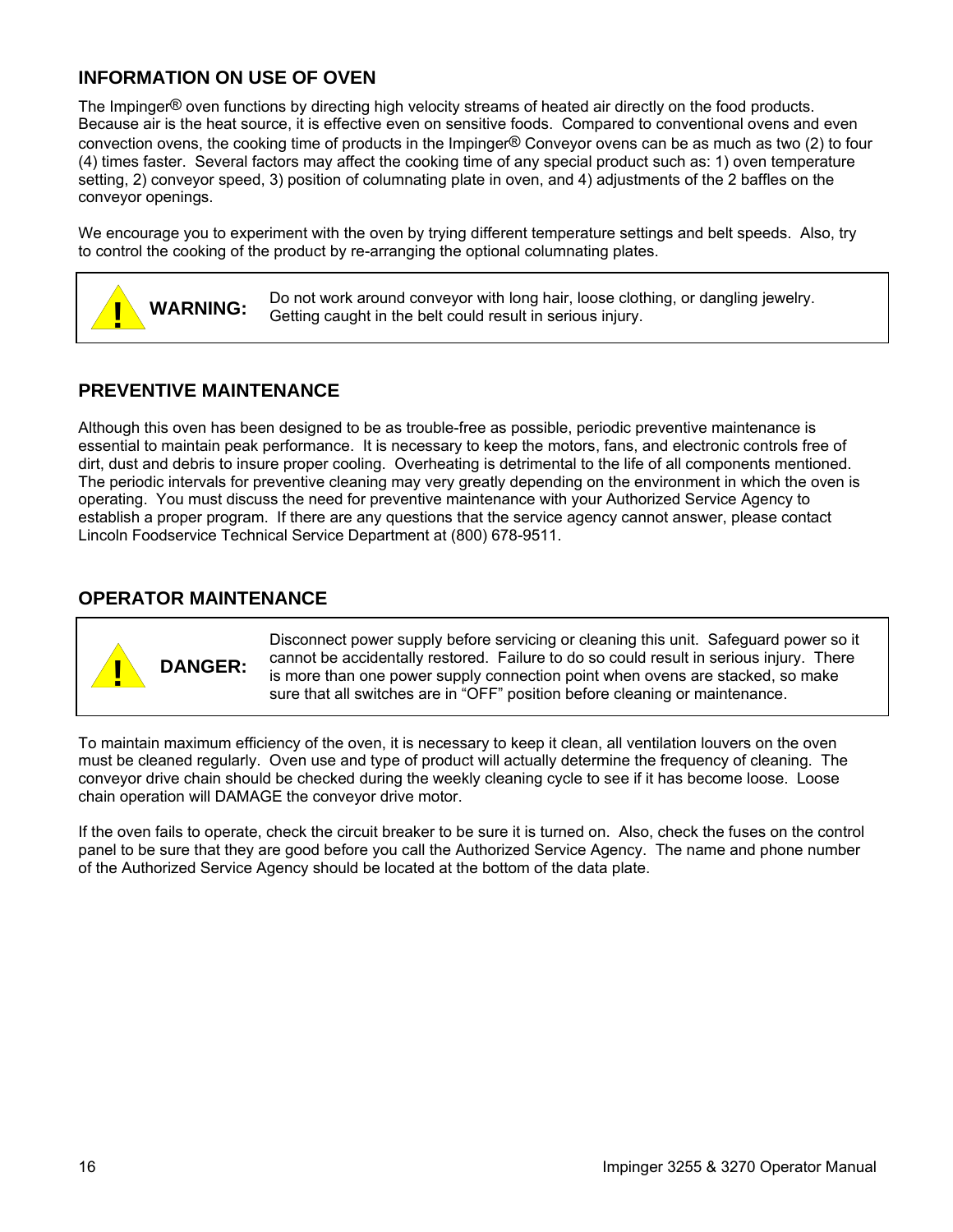## INFORMATION ON USE OF OVEN

The Impinger® oven functions by directing high velocity streams of heated air directly on the food products. Because air is the heat source, it is effective even on sensitive foods. Compared to conventional ovens and even convection ovens, the cooking time of products in the Impinger® Conveyor ovens can be as much as two (2) to four (4) times faster. Several factors may affect the cooking time of any special product such as: 1) oven temperature setting, 2) conveyor speed, 3) position of columnating plate in oven, and 4) adjustments of the 2 baffles on the conveyor openings.

We encourage you to experiment with the oven by trying different temperature settings and belt speeds. Also, try to control the cooking of the product by re-arranging the optional columnating plates.

> **! WARNING:** Do not work around conveyor with long hair, loose clothing, or dangling jewelry. Getting caught in the belt could result in serious injury.

## PREVENTIVE MAINTENANCE

Although this oven has been designed to be as trouble-free as possible, periodic preventive maintenance is essential to maintain peak performance. It is necessary to keep the motors, fans, and electronic controls free of dirt, dust and debris to insure proper cooling. Overheating is detrimental to the life of all components mentioned. The periodic intervals for preventive cleaning may very greatly depending on the environment in which the oven is operating. You must discuss the need for preventive maintenance with your Authorized Service Agency to establish a proper program. If there are any questions that the service agency cannot answer, please contact Lincoln Foodservice Technical Service Department at (800) 678-9511.

## OPERATOR MAINTENANCE

> **! DANGER:** Disconnect power supply before servicing or cleaning this unit. Safeguard power so it cannot be accidentally restored. Failure to do so could result in serious injury. There is more than one power supply connection point when ovens are stacked, so make sure that all switches are in "OFF" position before cleaning or maintenance.

To maintain maximum efficiency of the oven, it is necessary to keep it clean, all ventilation louvers on the oven must be cleaned regularly. Oven use and type of product will actually determine the frequency of cleaning. The conveyor drive chain should be checked during the weekly cleaning cycle to see if it has become loose. Loose chain operation will DAMAGE the conveyor drive motor.

If the oven fails to operate, check the circuit breaker to be sure it is turned on. Also, check the fuses on the control panel to be sure that they are good before you call the Authorized Service Agency. The name and phone number of the Authorized Service Agency should be located at the bottom of the data plate.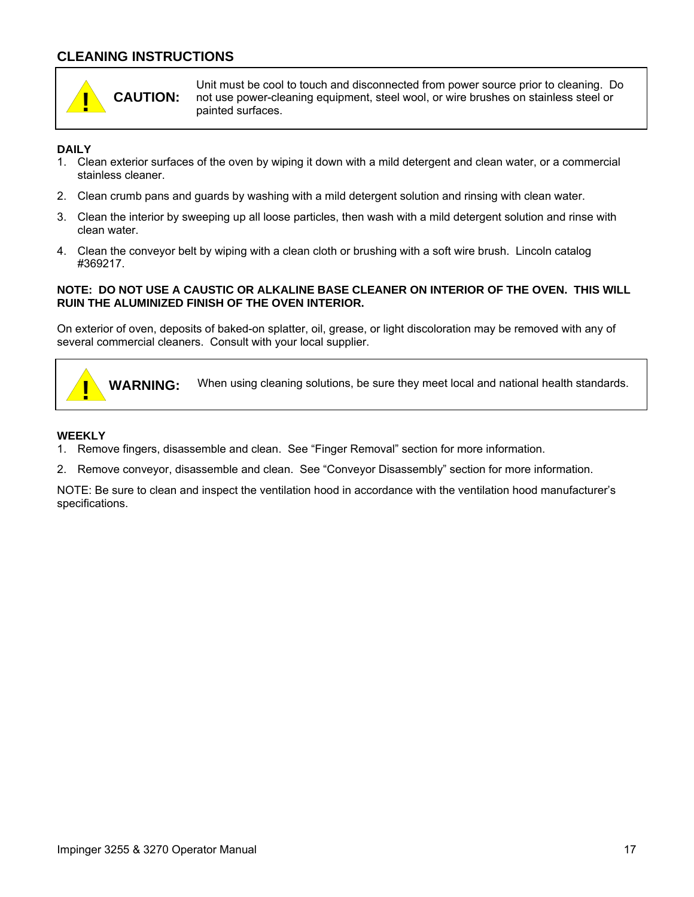## CLEANING INSTRUCTIONS

> ⚠ **CAUTION:** Unit must be cool to touch and disconnected from power source prior to cleaning. Do not use power-cleaning equipment, steel wool, or wire brushes on stainless steel or painted surfaces.

**DAILY**

1. Clean exterior surfaces of the oven by wiping it down with a mild detergent and clean water, or a commercial stainless cleaner.
2. Clean crumb pans and guards by washing with a mild detergent solution and rinsing with clean water.
3. Clean the interior by sweeping up all loose particles, then wash with a mild detergent solution and rinse with clean water.
4. Clean the conveyor belt by wiping with a clean cloth or brushing with a soft wire brush. Lincoln catalog #369217.

**NOTE: DO NOT USE A CAUSTIC OR ALKALINE BASE CLEANER ON INTERIOR OF THE OVEN. THIS WILL RUIN THE ALUMINIZED FINISH OF THE OVEN INTERIOR.**

On exterior of oven, deposits of baked-on splatter, oil, grease, or light discoloration may be removed with any of several commercial cleaners. Consult with your local supplier.

> ⚠ **WARNING:** When using cleaning solutions, be sure they meet local and national health standards.

**WEEKLY**

1. Remove fingers, disassemble and clean. See "Finger Removal" section for more information.
2. Remove conveyor, disassemble and clean. See "Conveyor Disassembly" section for more information.

NOTE: Be sure to clean and inspect the ventilation hood in accordance with the ventilation hood manufacturer's specifications.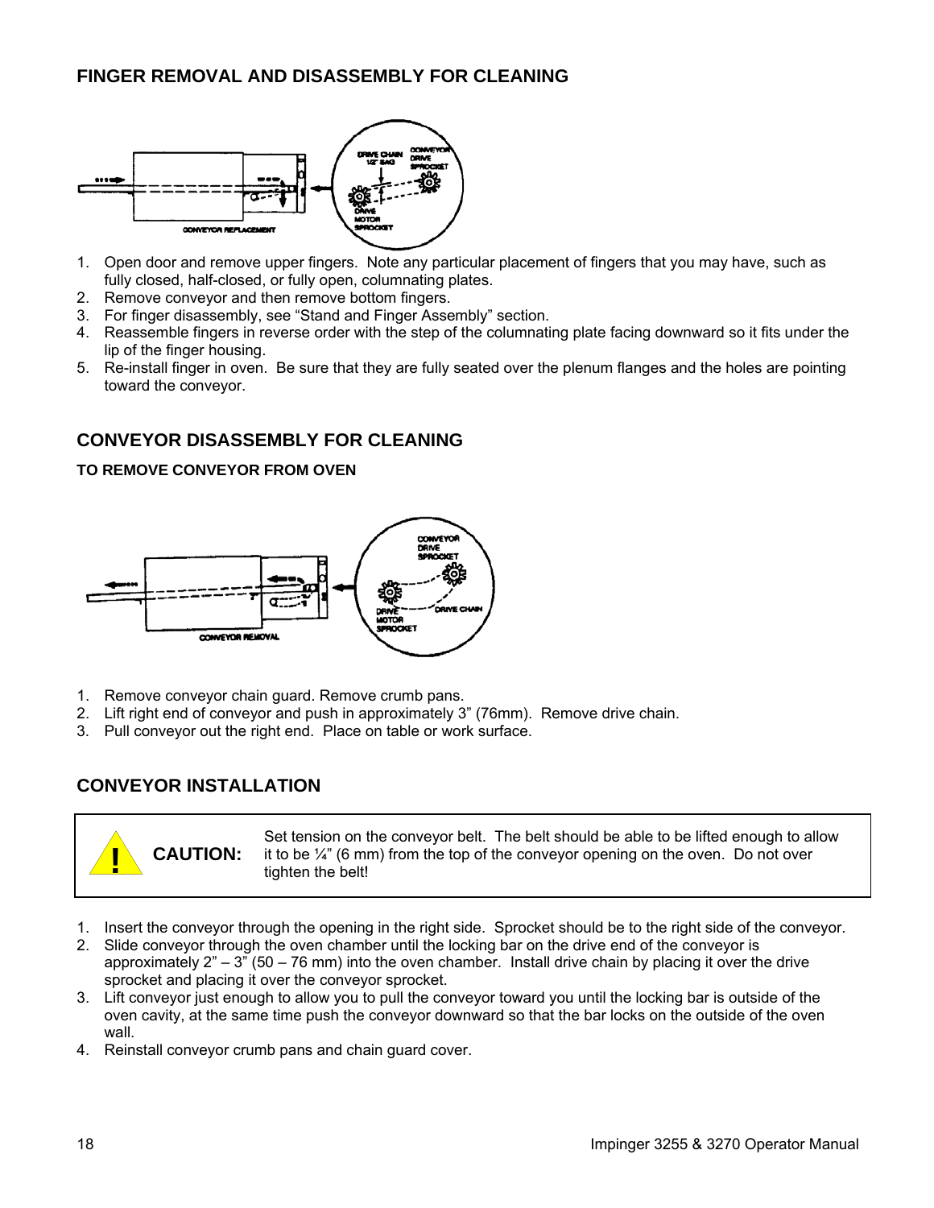## FINGER REMOVAL AND DISASSEMBLY FOR CLEANING

1. Open door and remove upper fingers. Note any particular placement of fingers that you may have, such as fully closed, half-closed, or fully open, columnating plates.
2. Remove conveyor and then remove bottom fingers.
3. For finger disassembly, see "Stand and Finger Assembly" section.
4. Reassemble fingers in reverse order with the step of the columnating plate facing downward so it fits under the lip of the finger housing.
5. Re-install finger in oven. Be sure that they are fully seated over the plenum flanges and the holes are pointing toward the conveyor.

## CONVEYOR DISASSEMBLY FOR CLEANING

### TO REMOVE CONVEYOR FROM OVEN

1. Remove conveyor chain guard. Remove crumb pans.
2. Lift right end of conveyor and push in approximately 3" (76mm). Remove drive chain.
3. Pull conveyor out the right end. Place on table or work surface.

## CONVEYOR INSTALLATION

> **CAUTION:** Set tension on the conveyor belt. The belt should be able to be lifted enough to allow it to be ¼" (6 mm) from the top of the conveyor opening on the oven. Do not over tighten the belt!

1. Insert the conveyor through the opening in the right side. Sprocket should be to the right side of the conveyor.
2. Slide conveyor through the oven chamber until the locking bar on the drive end of the conveyor is approximately 2" – 3" (50 – 76 mm) into the oven chamber. Install drive chain by placing it over the drive sprocket and placing it over the conveyor sprocket.
3. Lift conveyor just enough to allow you to pull the conveyor toward you until the locking bar is outside of the oven cavity, at the same time push the conveyor downward so that the bar locks on the outside of the oven wall.
4. Reinstall conveyor crumb pans and chain guard cover.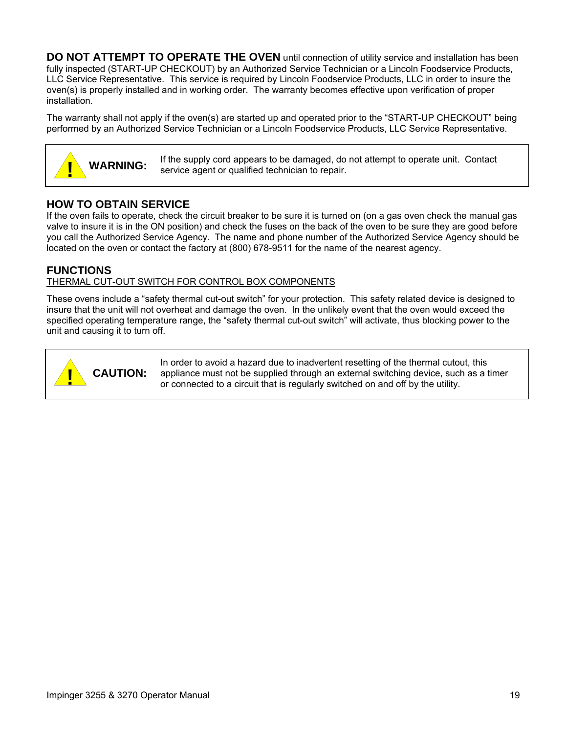**DO NOT ATTEMPT TO OPERATE THE OVEN** until connection of utility service and installation has been fully inspected (START-UP CHECKOUT) by an Authorized Service Technician or a Lincoln Foodservice Products, LLC Service Representative. This service is required by Lincoln Foodservice Products, LLC in order to insure the oven(s) is properly installed and in working order. The warranty becomes effective upon verification of proper installation.

The warranty shall not apply if the oven(s) are started up and operated prior to the "START-UP CHECKOUT" being performed by an Authorized Service Technician or a Lincoln Foodservice Products, LLC Service Representative.

| | |
|---|---|
| ! **WARNING:** | If the supply cord appears to be damaged, do not attempt to operate unit. Contact service agent or qualified technician to repair. |

## HOW TO OBTAIN SERVICE

If the oven fails to operate, check the circuit breaker to be sure it is turned on (on a gas oven check the manual gas valve to insure it is in the ON position) and check the fuses on the back of the oven to be sure they are good before you call the Authorized Service Agency. The name and phone number of the Authorized Service Agency should be located on the oven or contact the factory at (800) 678-9511 for the name of the nearest agency.

## FUNCTIONS

<u>THERMAL CUT-OUT SWITCH FOR CONTROL BOX COMPONENTS</u>

These ovens include a "safety thermal cut-out switch" for your protection. This safety related device is designed to insure that the unit will not overheat and damage the oven. In the unlikely event that the oven would exceed the specified operating temperature range, the "safety thermal cut-out switch" will activate, thus blocking power to the unit and causing it to turn off.

| | |
|---|---|
| ! **CAUTION:** | In order to avoid a hazard due to inadvertent resetting of the thermal cutout, this appliance must not be supplied through an external switching device, such as a timer or connected to a circuit that is regularly switched on and off by the utility. |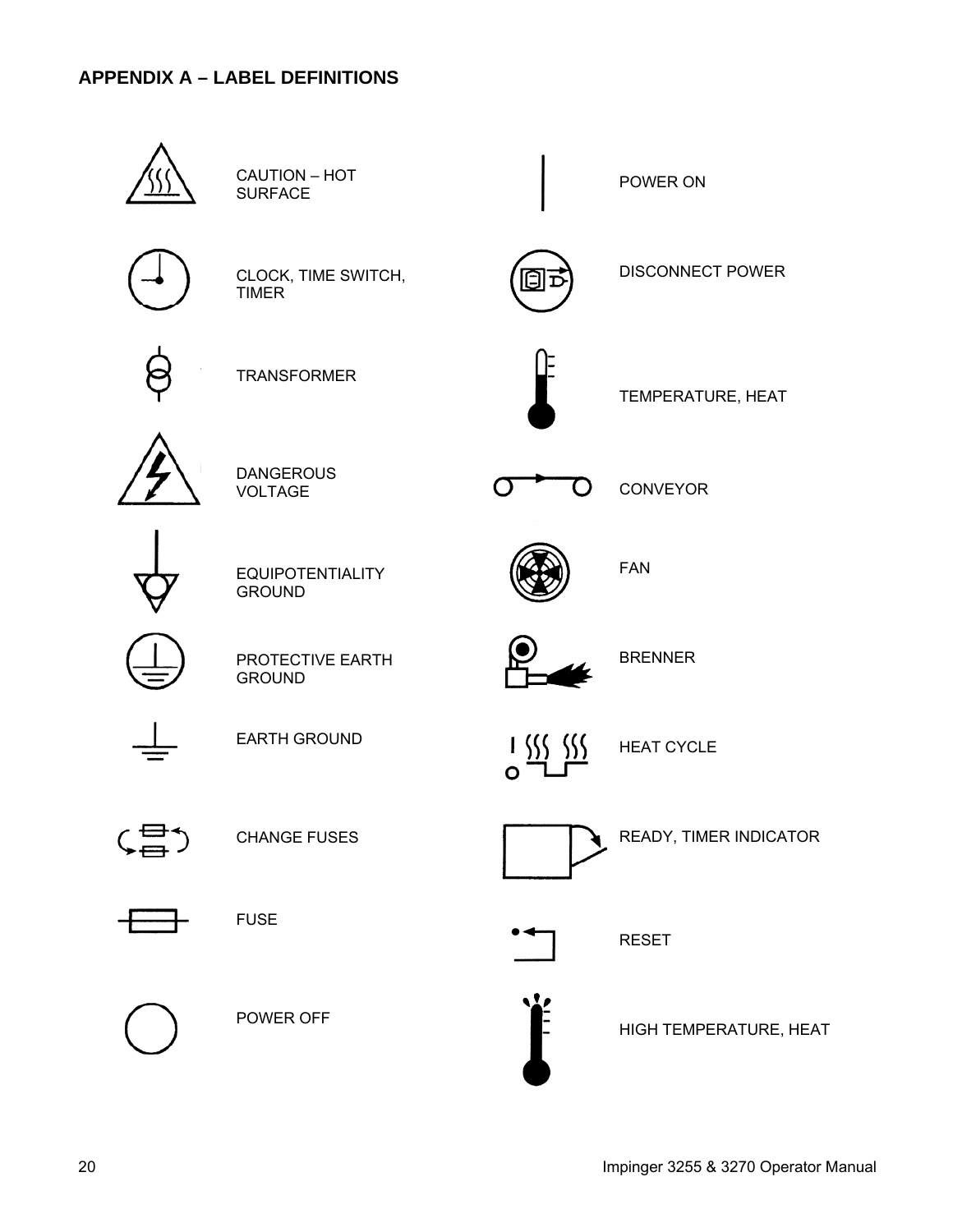## APPENDIX A – LABEL DEFINITIONS

CAUTION – HOT SURFACE

CLOCK, TIME SWITCH, TIMER

TRANSFORMER

DANGEROUS VOLTAGE

EQUIPOTENTIALITY GROUND

PROTECTIVE EARTH GROUND

EARTH GROUND

CHANGE FUSES

FUSE

POWER OFF

POWER ON

DISCONNECT POWER

TEMPERATURE, HEAT

CONVEYOR

FAN

BRENNER

HEAT CYCLE

READY, TIMER INDICATOR

RESET

HIGH TEMPERATURE, HEAT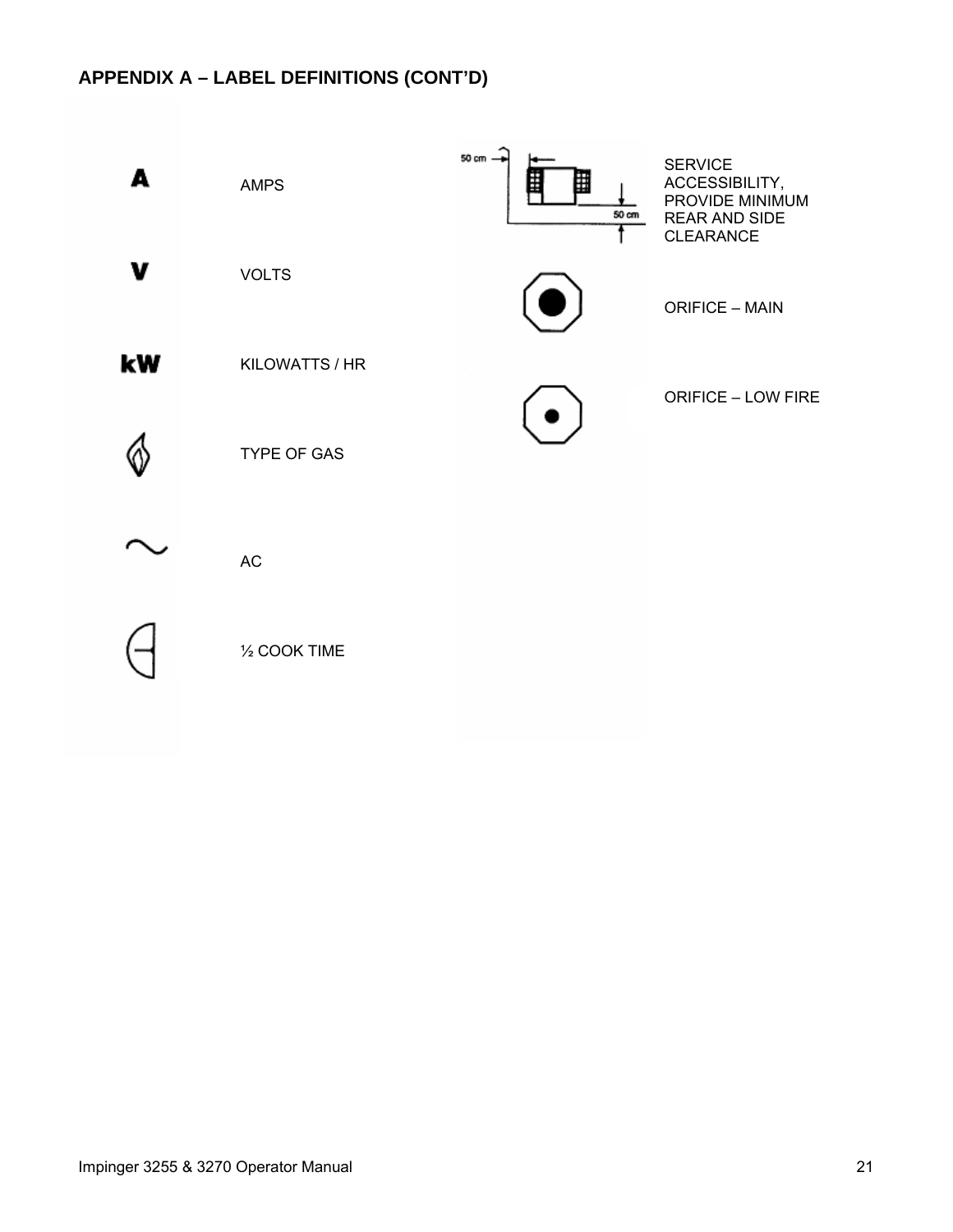## APPENDIX A – LABEL DEFINITIONS (CONT'D)

| Symbol | Definition |
| --- | --- |
| A | AMPS |
| V | VOLTS |
| kW | KILOWATTS / HR |
| | TYPE OF GAS |
| ~ | AC |
| | ½ COOK TIME |
| 50 cm / 50 cm | SERVICE ACCESSIBILITY, PROVIDE MINIMUM REAR AND SIDE CLEARANCE |
| | ORIFICE – MAIN |
| | ORIFICE – LOW FIRE |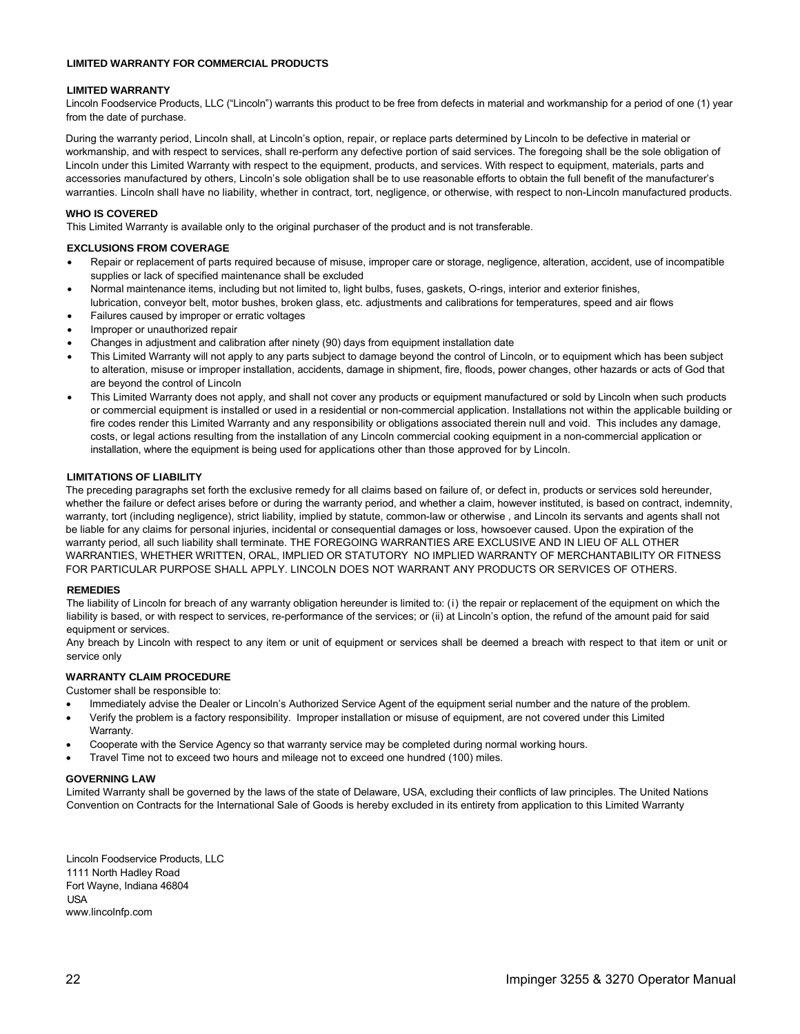## LIMITED WARRANTY FOR COMMERCIAL PRODUCTS

### LIMITED WARRANTY

Lincoln Foodservice Products, LLC ("Lincoln") warrants this product to be free from defects in material and workmanship for a period of one (1) year from the date of purchase.

During the warranty period, Lincoln shall, at Lincoln's option, repair, or replace parts determined by Lincoln to be defective in material or workmanship, and with respect to services, shall re-perform any defective portion of said services. The foregoing shall be the sole obligation of Lincoln under this Limited Warranty with respect to the equipment, products, and services. With respect to equipment, materials, parts and accessories manufactured by others, Lincoln's sole obligation shall be to use reasonable efforts to obtain the full benefit of the manufacturer's warranties. Lincoln shall have no liability, whether in contract, tort, negligence, or otherwise, with respect to non-Lincoln manufactured products.

### WHO IS COVERED

This Limited Warranty is available only to the original purchaser of the product and is not transferable.

### EXCLUSIONS FROM COVERAGE

- Repair or replacement of parts required because of misuse, improper care or storage, negligence, alteration, accident, use of incompatible supplies or lack of specified maintenance shall be excluded
- Normal maintenance items, including but not limited to, light bulbs, fuses, gaskets, O-rings, interior and exterior finishes, lubrication, conveyor belt, motor bushes, broken glass, etc. adjustments and calibrations for temperatures, speed and air flows
- Failures caused by improper or erratic voltages
- Improper or unauthorized repair
- Changes in adjustment and calibration after ninety (90) days from equipment installation date
- This Limited Warranty will not apply to any parts subject to damage beyond the control of Lincoln, or to equipment which has been subject to alteration, misuse or improper installation, accidents, damage in shipment, fire, floods, power changes, other hazards or acts of God that are beyond the control of Lincoln
- This Limited Warranty does not apply, and shall not cover any products or equipment manufactured or sold by Lincoln when such products or commercial equipment is installed or used in a residential or non-commercial application. Installations not within the applicable building or fire codes render this Limited Warranty and any responsibility or obligations associated therein null and void. This includes any damage, costs, or legal actions resulting from the installation of any Lincoln commercial cooking equipment in a non-commercial application or installation, where the equipment is being used for applications other than those approved for by Lincoln.

### LIMITATIONS OF LIABILITY

The preceding paragraphs set forth the exclusive remedy for all claims based on failure of, or defect in, products or services sold hereunder, whether the failure or defect arises before or during the warranty period, and whether a claim, however instituted, is based on contract, indemnity, warranty, tort (including negligence), strict liability, implied by statute, common-law or otherwise , and Lincoln its servants and agents shall not be liable for any claims for personal injuries, incidental or consequential damages or loss, howsoever caused. Upon the expiration of the warranty period, all such liability shall terminate. THE FOREGOING WARRANTIES ARE EXCLUSIVE AND IN LIEU OF ALL OTHER WARRANTIES, WHETHER WRITTEN, ORAL, IMPLIED OR STATUTORY NO IMPLIED WARRANTY OF MERCHANTABILITY OR FITNESS FOR PARTICULAR PURPOSE SHALL APPLY. LINCOLN DOES NOT WARRANT ANY PRODUCTS OR SERVICES OF OTHERS.

### REMEDIES

The liability of Lincoln for breach of any warranty obligation hereunder is limited to: (i) the repair or replacement of the equipment on which the liability is based, or with respect to services, re-performance of the services; or (ii) at Lincoln's option, the refund of the amount paid for said equipment or services.

Any breach by Lincoln with respect to any item or unit of equipment or services shall be deemed a breach with respect to that item or unit or service only

### WARRANTY CLAIM PROCEDURE

Customer shall be responsible to:

- Immediately advise the Dealer or Lincoln's Authorized Service Agent of the equipment serial number and the nature of the problem.
- Verify the problem is a factory responsibility. Improper installation or misuse of equipment, are not covered under this Limited Warranty.
- Cooperate with the Service Agency so that warranty service may be completed during normal working hours.
- Travel Time not to exceed two hours and mileage not to exceed one hundred (100) miles.

### GOVERNING LAW

Limited Warranty shall be governed by the laws of the state of Delaware, USA, excluding their conflicts of law principles. The United Nations Convention on Contracts for the International Sale of Goods is hereby excluded in its entirety from application to this Limited Warranty

Lincoln Foodservice Products, LLC
1111 North Hadley Road
Fort Wayne, Indiana 46804
USA
www.lincolnfp.com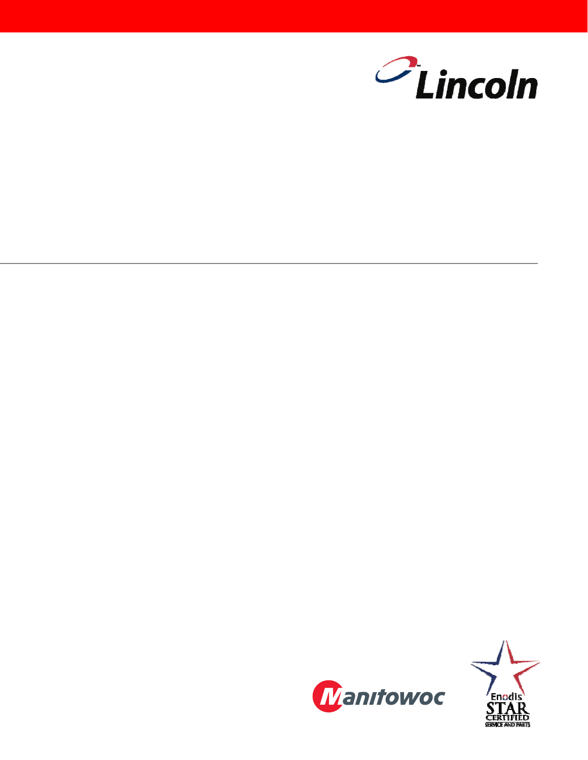Lincoln

Manitowoc

Enodis STAR CERTIFIED SERVICE AND PARTS